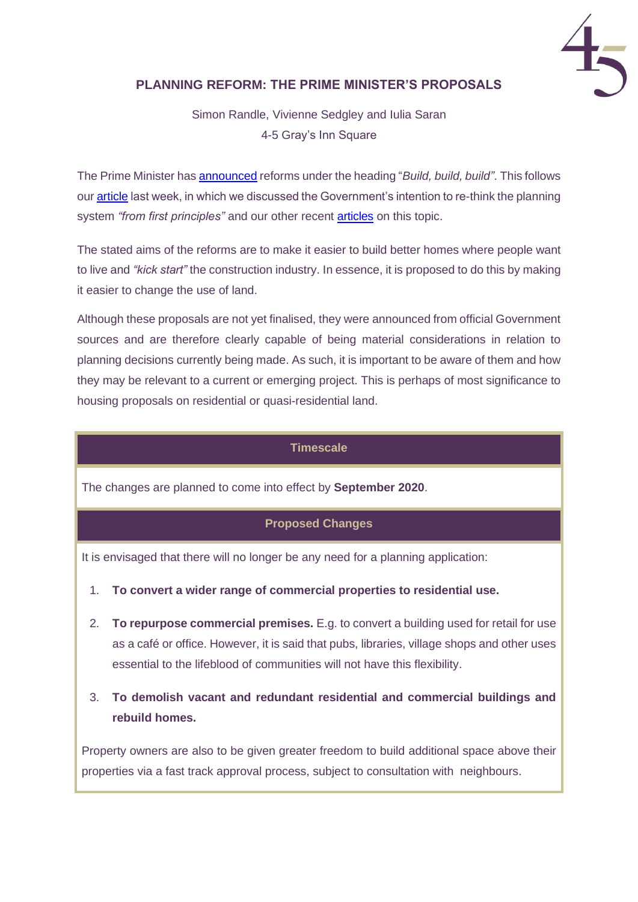# PLANNING REFORM: THE PRIME MINISTER'S PROPOSALS

Simon Randle, Vivienne Sedgley and Iulia Saran
4-5 Gray's Inn Square

The Prime Minister has announced reforms under the heading "*Build, build, build"*. This follows our article last week, in which we discussed the Government's intention to re-think the planning system *"from first principles"* and our other recent articles on this topic.

The stated aims of the reforms are to make it easier to build better homes where people want to live and *"kick start"* the construction industry. In essence, it is proposed to do this by making it easier to change the use of land.

Although these proposals are not yet finalised, they were announced from official Government sources and are therefore clearly capable of being material considerations in relation to planning decisions currently being made. As such, it is important to be aware of them and how they may be relevant to a current or emerging project. This is perhaps of most significance to housing proposals on residential or quasi-residential land.

## Timescale

The changes are planned to come into effect by **September 2020**.

## Proposed Changes

It is envisaged that there will no longer be any need for a planning application:

1. **To convert a wider range of commercial properties to residential use.**
2. **To repurpose commercial premises.** E.g. to convert a building used for retail for use as a café or office. However, it is said that pubs, libraries, village shops and other uses essential to the lifeblood of communities will not have this flexibility.
3. **To demolish vacant and redundant residential and commercial buildings and rebuild homes.**

Property owners are also to be given greater freedom to build additional space above their properties via a fast track approval process, subject to consultation with neighbours.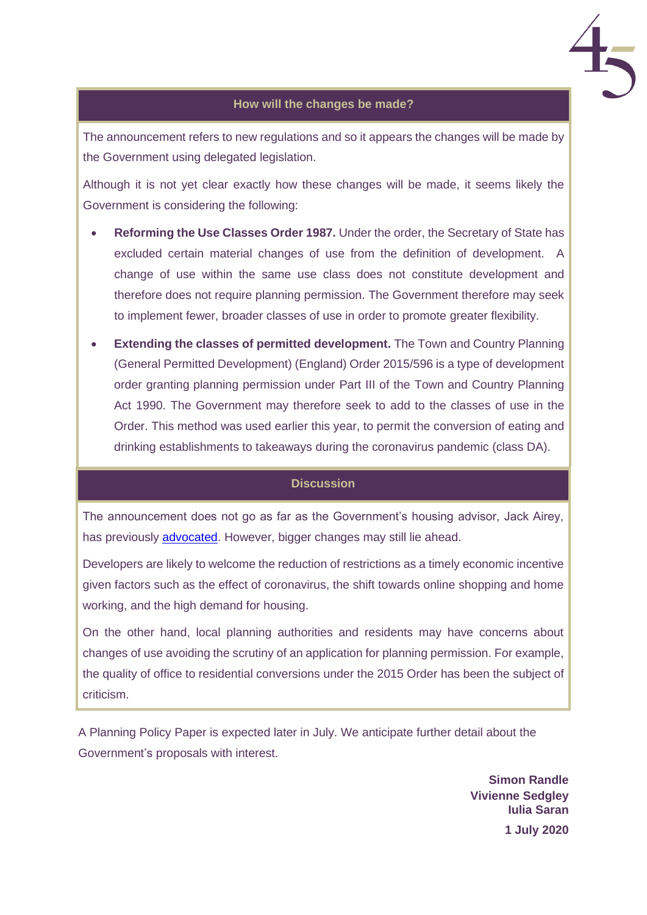## How will the changes be made?

The announcement refers to new regulations and so it appears the changes will be made by the Government using delegated legislation.

Although it is not yet clear exactly how these changes will be made, it seems likely the Government is considering the following:

- **Reforming the Use Classes Order 1987.** Under the order, the Secretary of State has excluded certain material changes of use from the definition of development. A change of use within the same use class does not constitute development and therefore does not require planning permission. The Government therefore may seek to implement fewer, broader classes of use in order to promote greater flexibility.
- **Extending the classes of permitted development.** The Town and Country Planning (General Permitted Development) (England) Order 2015/596 is a type of development order granting planning permission under Part III of the Town and Country Planning Act 1990. The Government may therefore seek to add to the classes of use in the Order. This method was used earlier this year, to permit the conversion of eating and drinking establishments to takeaways during the coronavirus pandemic (class DA).

## Discussion

The announcement does not go as far as the Government's housing advisor, Jack Airey, has previously advocated. However, bigger changes may still lie ahead.

Developers are likely to welcome the reduction of restrictions as a timely economic incentive given factors such as the effect of coronavirus, the shift towards online shopping and home working, and the high demand for housing.

On the other hand, local planning authorities and residents may have concerns about changes of use avoiding the scrutiny of an application for planning permission. For example, the quality of office to residential conversions under the 2015 Order has been the subject of criticism.

A Planning Policy Paper is expected later in July. We anticipate further detail about the Government's proposals with interest.

**Simon Randle**
**Vivienne Sedgley**
**Iulia Saran**

**1 July 2020**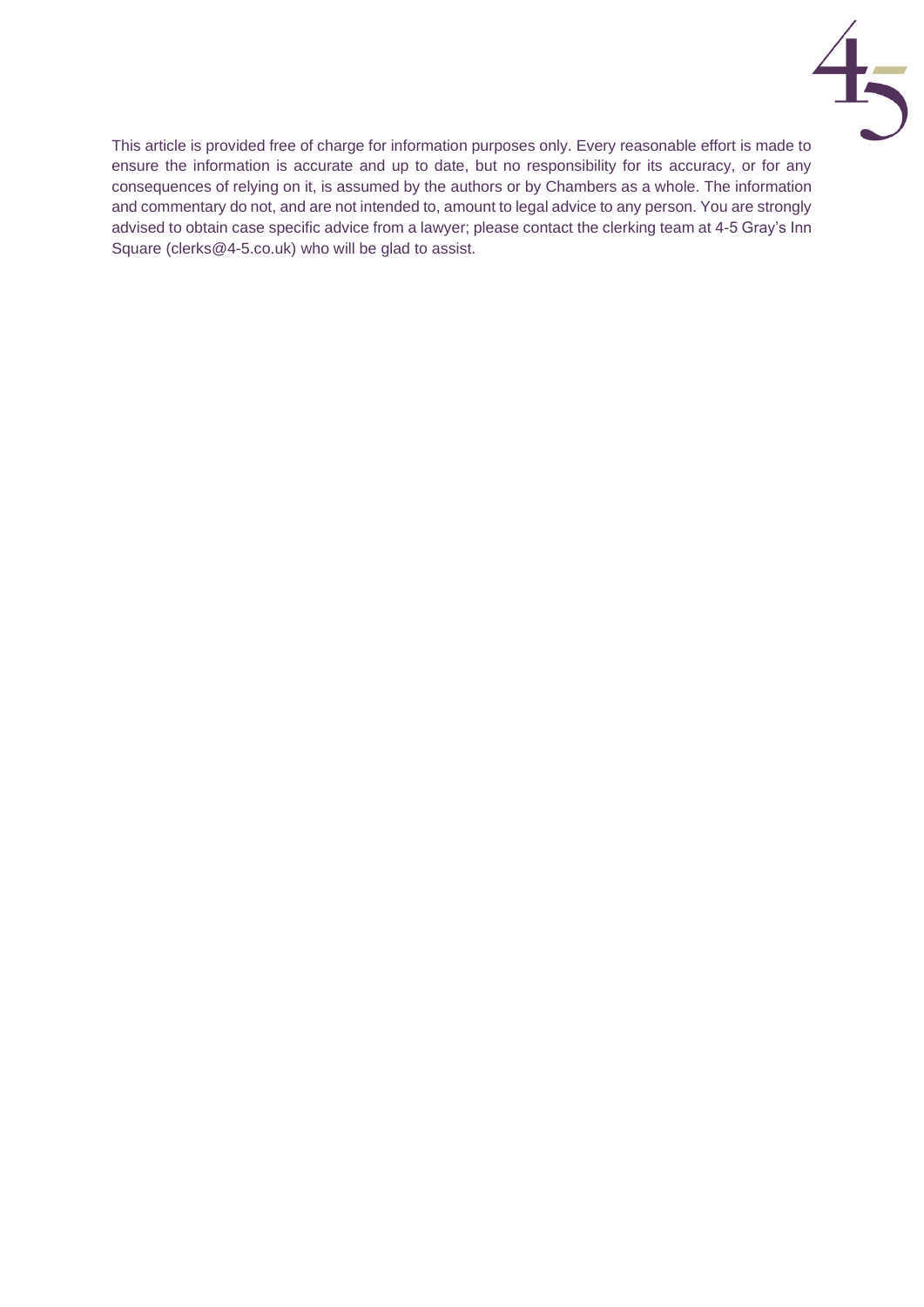This article is provided free of charge for information purposes only. Every reasonable effort is made to ensure the information is accurate and up to date, but no responsibility for its accuracy, or for any consequences of relying on it, is assumed by the authors or by Chambers as a whole. The information and commentary do not, and are not intended to, amount to legal advice to any person. You are strongly advised to obtain case specific advice from a lawyer; please contact the clerking team at 4-5 Gray's Inn Square (clerks@4-5.co.uk) who will be glad to assist.